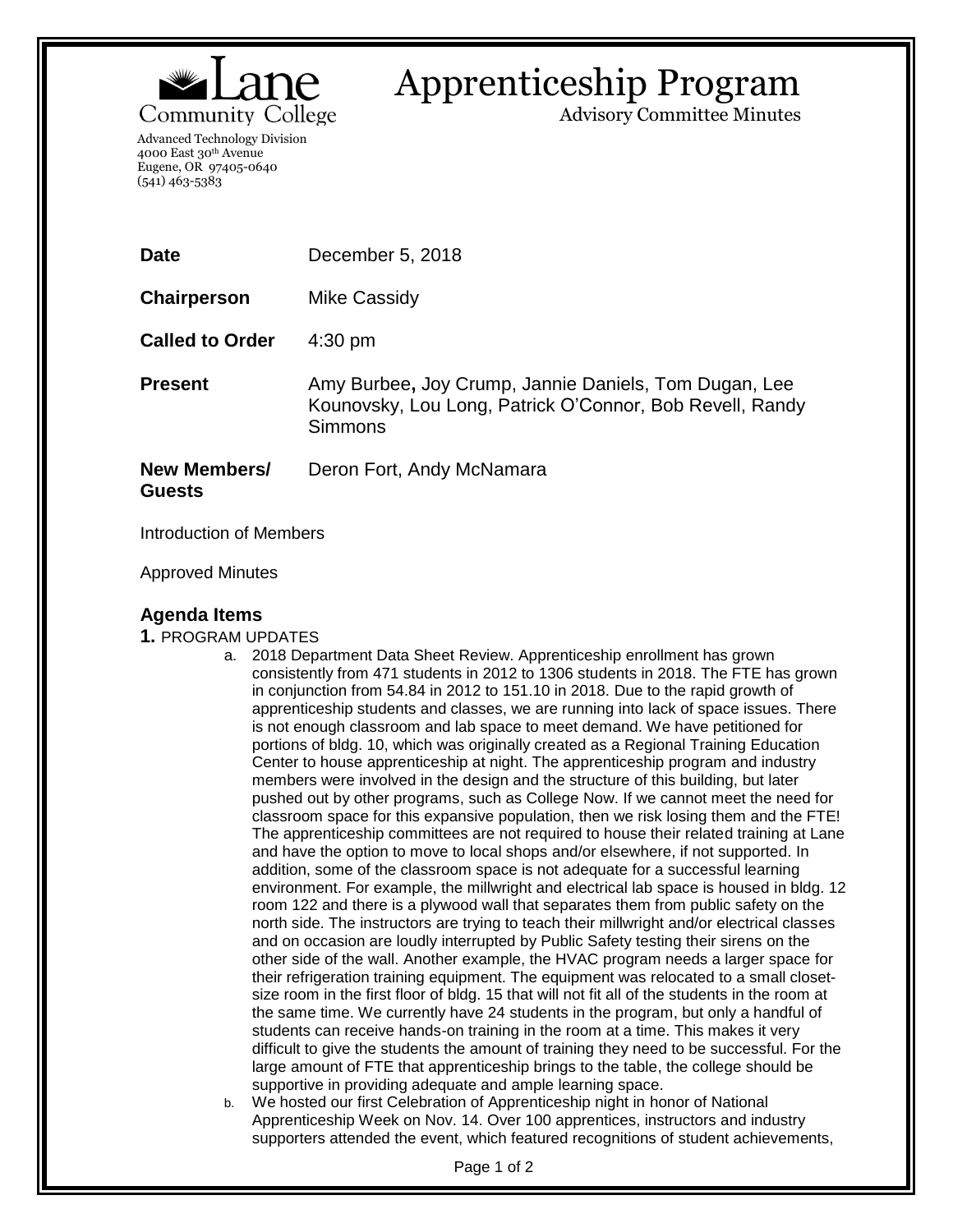Lane Community College

# Apprenticeship Program

Advisory Committee Minutes

Advanced Technology Division
4000 East 30th Avenue
Eugene, OR 97405-0640
(541) 463-5383

| | |
|---|---|
| **Date** | December 5, 2018 |
| **Chairperson** | Mike Cassidy |
| **Called to Order** | 4:30 pm |
| **Present** | Amy Burbee**,** Joy Crump, Jannie Daniels, Tom Dugan, Lee Kounovsky, Lou Long, Patrick O'Connor, Bob Revell, Randy Simmons |
| **New Members/ Guests** | Deron Fort, Andy McNamara |

Introduction of Members

Approved Minutes

## Agenda Items

**1.** PROGRAM UPDATES

a. 2018 Department Data Sheet Review. Apprenticeship enrollment has grown consistently from 471 students in 2012 to 1306 students in 2018. The FTE has grown in conjunction from 54.84 in 2012 to 151.10 in 2018. Due to the rapid growth of apprenticeship students and classes, we are running into lack of space issues. There is not enough classroom and lab space to meet demand. We have petitioned for portions of bldg. 10, which was originally created as a Regional Training Education Center to house apprenticeship at night. The apprenticeship program and industry members were involved in the design and the structure of this building, but later pushed out by other programs, such as College Now. If we cannot meet the need for classroom space for this expansive population, then we risk losing them and the FTE! The apprenticeship committees are not required to house their related training at Lane and have the option to move to local shops and/or elsewhere, if not supported. In addition, some of the classroom space is not adequate for a successful learning environment. For example, the millwright and electrical lab space is housed in bldg. 12 room 122 and there is a plywood wall that separates them from public safety on the north side. The instructors are trying to teach their millwright and/or electrical classes and on occasion are loudly interrupted by Public Safety testing their sirens on the other side of the wall. Another example, the HVAC program needs a larger space for their refrigeration training equipment. The equipment was relocated to a small closet-size room in the first floor of bldg. 15 that will not fit all of the students in the room at the same time. We currently have 24 students in the program, but only a handful of students can receive hands-on training in the room at a time. This makes it very difficult to give the students the amount of training they need to be successful. For the large amount of FTE that apprenticeship brings to the table, the college should be supportive in providing adequate and ample learning space.

b. We hosted our first Celebration of Apprenticeship night in honor of National Apprenticeship Week on Nov. 14. Over 100 apprentices, instructors and industry supporters attended the event, which featured recognitions of student achievements,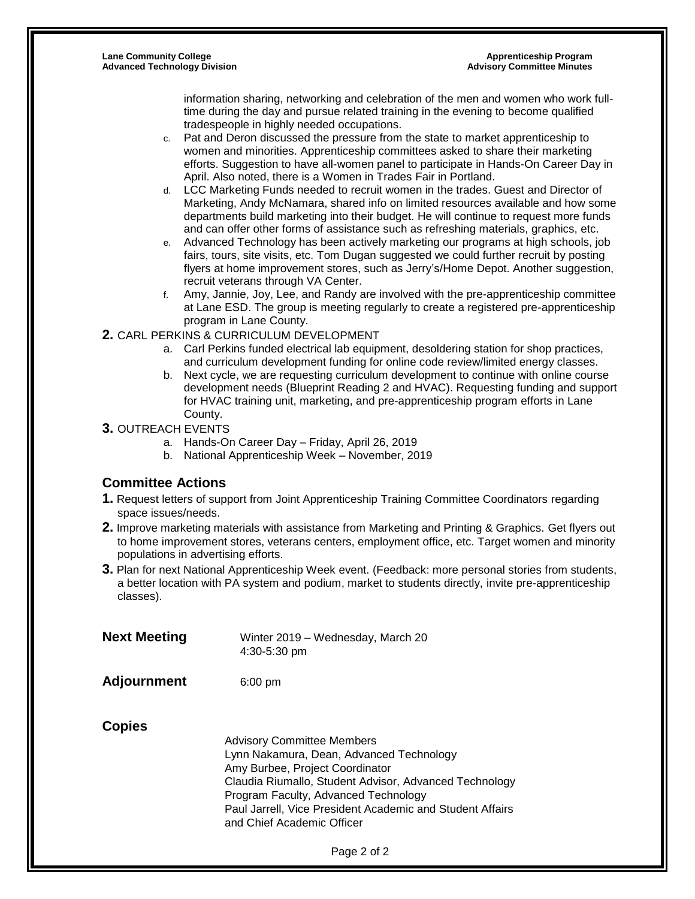information sharing, networking and celebration of the men and women who work full-time during the day and pursue related training in the evening to become qualified tradespeople in highly needed occupations.

c. Pat and Deron discussed the pressure from the state to market apprenticeship to women and minorities. Apprenticeship committees asked to share their marketing efforts. Suggestion to have all-women panel to participate in Hands-On Career Day in April. Also noted, there is a Women in Trades Fair in Portland.

d. LCC Marketing Funds needed to recruit women in the trades. Guest and Director of Marketing, Andy McNamara, shared info on limited resources available and how some departments build marketing into their budget. He will continue to request more funds and can offer other forms of assistance such as refreshing materials, graphics, etc.

e. Advanced Technology has been actively marketing our programs at high schools, job fairs, tours, site visits, etc. Tom Dugan suggested we could further recruit by posting flyers at home improvement stores, such as Jerry's/Home Depot. Another suggestion, recruit veterans through VA Center.

f. Amy, Jannie, Joy, Lee, and Randy are involved with the pre-apprenticeship committee at Lane ESD. The group is meeting regularly to create a registered pre-apprenticeship program in Lane County.

**2.** CARL PERKINS & CURRICULUM DEVELOPMENT

a. Carl Perkins funded electrical lab equipment, desoldering station for shop practices, and curriculum development funding for online code review/limited energy classes.

b. Next cycle, we are requesting curriculum development to continue with online course development needs (Blueprint Reading 2 and HVAC). Requesting funding and support for HVAC training unit, marketing, and pre-apprenticeship program efforts in Lane County.

**3.** OUTREACH EVENTS

a. Hands-On Career Day – Friday, April 26, 2019

b. National Apprenticeship Week – November, 2019

## Committee Actions

**1.** Request letters of support from Joint Apprenticeship Training Committee Coordinators regarding space issues/needs.

**2.** Improve marketing materials with assistance from Marketing and Printing & Graphics. Get flyers out to home improvement stores, veterans centers, employment office, etc. Target women and minority populations in advertising efforts.

**3.** Plan for next National Apprenticeship Week event. (Feedback: more personal stories from students, a better location with PA system and podium, market to students directly, invite pre-apprenticeship classes).

**Next Meeting** Winter 2019 – Wednesday, March 20
4:30-5:30 pm

**Adjournment** 6:00 pm

## Copies

Advisory Committee Members
Lynn Nakamura, Dean, Advanced Technology
Amy Burbee, Project Coordinator
Claudia Riumallo, Student Advisor, Advanced Technology
Program Faculty, Advanced Technology
Paul Jarrell, Vice President Academic and Student Affairs and Chief Academic Officer